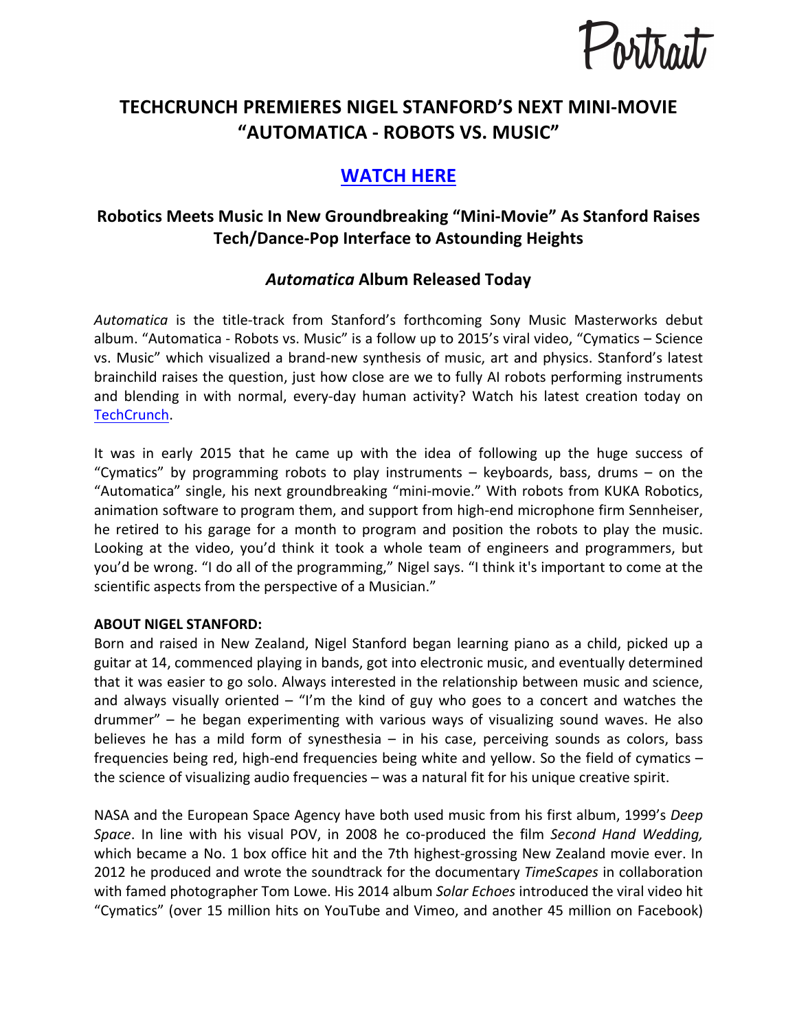Portrait

# TECHCRUNCH PREMIERES NIGEL STANFORD'S NEXT MINI-MOVIE "AUTOMATICA - ROBOTS VS. MUSIC"

## WATCH HERE

### Robotics Meets Music In New Groundbreaking "Mini-Movie" As Stanford Raises Tech/Dance-Pop Interface to Astounding Heights

### *Automatica* Album Released Today

*Automatica* is the title-track from Stanford's forthcoming Sony Music Masterworks debut album. "Automatica - Robots vs. Music" is a follow up to 2015's viral video, "Cymatics – Science vs. Music" which visualized a brand-new synthesis of music, art and physics. Stanford's latest brainchild raises the question, just how close are we to fully AI robots performing instruments and blending in with normal, every-day human activity? Watch his latest creation today on TechCrunch.

It was in early 2015 that he came up with the idea of following up the huge success of "Cymatics" by programming robots to play instruments – keyboards, bass, drums – on the "Automatica" single, his next groundbreaking "mini-movie." With robots from KUKA Robotics, animation software to program them, and support from high-end microphone firm Sennheiser, he retired to his garage for a month to program and position the robots to play the music. Looking at the video, you'd think it took a whole team of engineers and programmers, but you'd be wrong. "I do all of the programming," Nigel says. "I think it's important to come at the scientific aspects from the perspective of a Musician."

**ABOUT NIGEL STANFORD:**
Born and raised in New Zealand, Nigel Stanford began learning piano as a child, picked up a guitar at 14, commenced playing in bands, got into electronic music, and eventually determined that it was easier to go solo. Always interested in the relationship between music and science, and always visually oriented – "I'm the kind of guy who goes to a concert and watches the drummer" – he began experimenting with various ways of visualizing sound waves. He also believes he has a mild form of synesthesia – in his case, perceiving sounds as colors, bass frequencies being red, high-end frequencies being white and yellow. So the field of cymatics – the science of visualizing audio frequencies – was a natural fit for his unique creative spirit.

NASA and the European Space Agency have both used music from his first album, 1999's *Deep Space*. In line with his visual POV, in 2008 he co-produced the film *Second Hand Wedding,* which became a No. 1 box office hit and the 7th highest-grossing New Zealand movie ever. In 2012 he produced and wrote the soundtrack for the documentary *TimeScapes* in collaboration with famed photographer Tom Lowe. His 2014 album *Solar Echoes* introduced the viral video hit "Cymatics" (over 15 million hits on YouTube and Vimeo, and another 45 million on Facebook)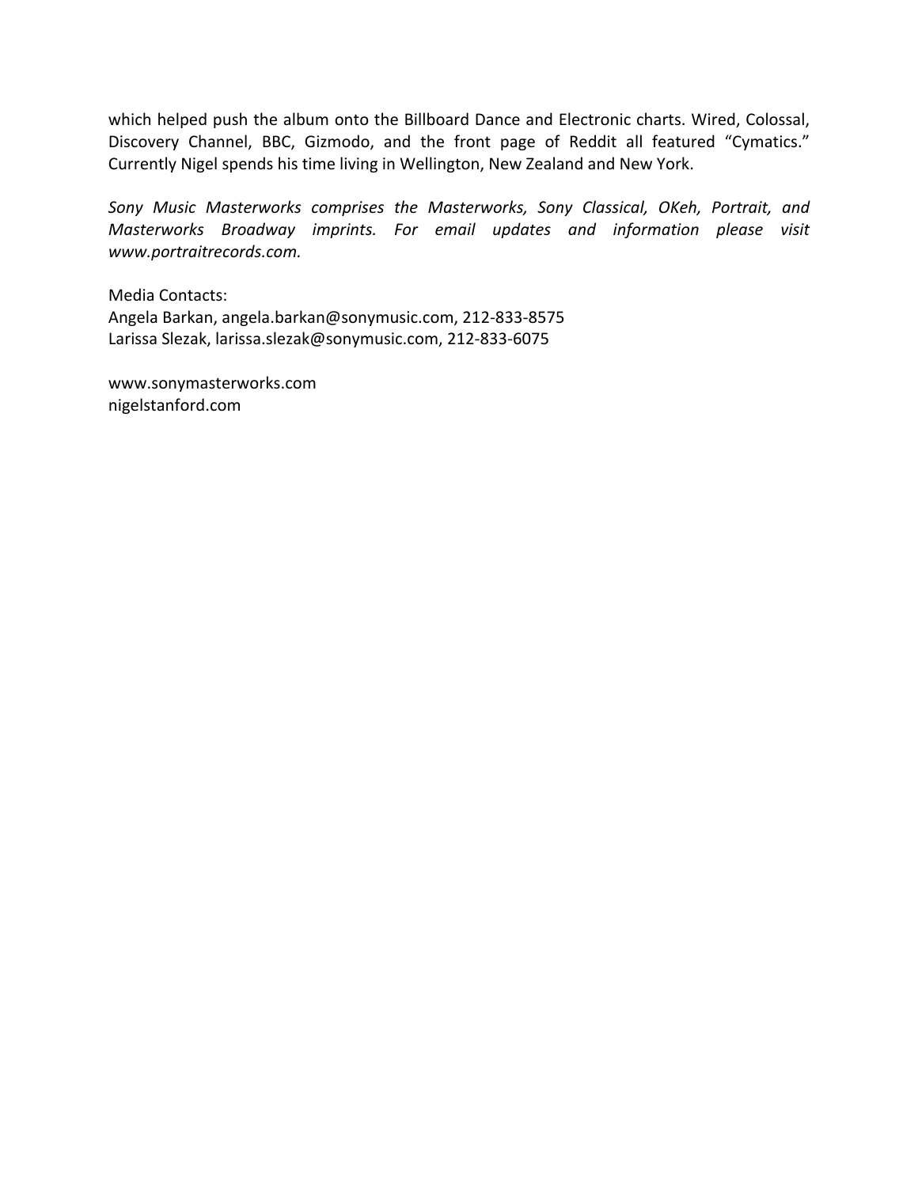which helped push the album onto the Billboard Dance and Electronic charts. Wired, Colossal, Discovery Channel, BBC, Gizmodo, and the front page of Reddit all featured "Cymatics." Currently Nigel spends his time living in Wellington, New Zealand and New York.

*Sony Music Masterworks comprises the Masterworks, Sony Classical, OKeh, Portrait, and Masterworks Broadway imprints. For email updates and information please visit www.portraitrecords.com.*

Media Contacts:
Angela Barkan, angela.barkan@sonymusic.com, 212-833-8575
Larissa Slezak, larissa.slezak@sonymusic.com, 212-833-6075

www.sonymasterworks.com
nigelstanford.com